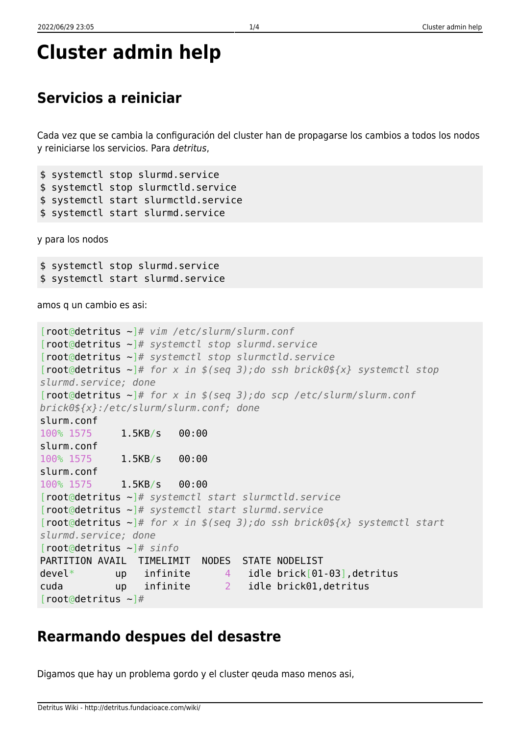# Cluster admin help

## Servicios a reiniciar

Cada vez que se cambia la configuración del cluster han de propagarse los cambios a todos los nodos y reiniciarse los servicios. Para *detritus*,

```
$ systemctl stop slurmd.service
$ systemctl stop slurmctld.service
$ systemctl start slurmctld.service
$ systemctl start slurmd.service
```

y para los nodos

```
$ systemctl stop slurmd.service
$ systemctl start slurmd.service
```

amos q un cambio es asi:

```
[root@detritus ~]# vim /etc/slurm/slurm.conf
[root@detritus ~]# systemctl stop slurmd.service
[root@detritus ~]# systemctl stop slurmctld.service
[root@detritus ~]# for x in $(seq 3);do ssh brick0${x} systemctl stop slurmd.service; done
[root@detritus ~]# for x in $(seq 3);do scp /etc/slurm/slurm.conf brick0${x}:/etc/slurm/slurm.conf; done
slurm.conf
100% 1575     1.5KB/s   00:00
slurm.conf
100% 1575     1.5KB/s   00:00
slurm.conf
100% 1575     1.5KB/s   00:00
[root@detritus ~]# systemctl start slurmctld.service
[root@detritus ~]# systemctl start slurmd.service
[root@detritus ~]# for x in $(seq 3);do ssh brick0${x} systemctl start slurmd.service; done
[root@detritus ~]# sinfo
PARTITION AVAIL  TIMELIMIT  NODES  STATE NODELIST
devel*       up   infinite      4   idle brick[01-03],detritus
cuda         up   infinite      2   idle brick01,detritus
[root@detritus ~]#
```

## Rearmando despues del desastre

Digamos que hay un problema gordo y el cluster qeuda maso menos asi,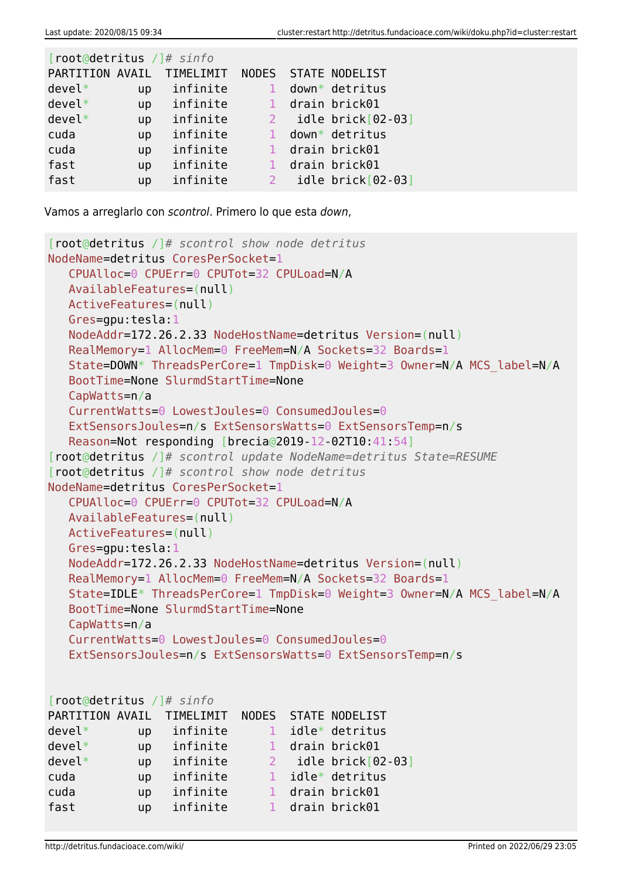```
[root@detritus /]# sinfo
PARTITION AVAIL  TIMELIMIT  NODES  STATE NODELIST
devel*       up   infinite      1  down* detritus
devel*       up   infinite      1  drain brick01
devel*       up   infinite      2   idle brick[02-03]
cuda         up   infinite      1  down* detritus
cuda         up   infinite      1  drain brick01
fast         up   infinite      1  drain brick01
fast         up   infinite      2   idle brick[02-03]
```

Vamos a arreglarlo con *scontrol*. Primero lo que esta *down*,

```
[root@detritus /]# scontrol show node detritus
NodeName=detritus CoresPerSocket=1
   CPUAlloc=0 CPUErr=0 CPUTot=32 CPULoad=N/A
   AvailableFeatures=(null)
   ActiveFeatures=(null)
   Gres=gpu:tesla:1
   NodeAddr=172.26.2.33 NodeHostName=detritus Version=(null)
   RealMemory=1 AllocMem=0 FreeMem=N/A Sockets=32 Boards=1
   State=DOWN* ThreadsPerCore=1 TmpDisk=0 Weight=3 Owner=N/A MCS_label=N/A
   BootTime=None SlurmdStartTime=None
   CapWatts=n/a
   CurrentWatts=0 LowestJoules=0 ConsumedJoules=0
   ExtSensorsJoules=n/s ExtSensorsWatts=0 ExtSensorsTemp=n/s
   Reason=Not responding [brecia@2019-12-02T10:41:54]
[root@detritus /]# scontrol update NodeName=detritus State=RESUME
[root@detritus /]# scontrol show node detritus
NodeName=detritus CoresPerSocket=1
   CPUAlloc=0 CPUErr=0 CPUTot=32 CPULoad=N/A
   AvailableFeatures=(null)
   ActiveFeatures=(null)
   Gres=gpu:tesla:1
   NodeAddr=172.26.2.33 NodeHostName=detritus Version=(null)
   RealMemory=1 AllocMem=0 FreeMem=N/A Sockets=32 Boards=1
   State=IDLE* ThreadsPerCore=1 TmpDisk=0 Weight=3 Owner=N/A MCS_label=N/A
   BootTime=None SlurmdStartTime=None
   CapWatts=n/a
   CurrentWatts=0 LowestJoules=0 ConsumedJoules=0
   ExtSensorsJoules=n/s ExtSensorsWatts=0 ExtSensorsTemp=n/s


[root@detritus /]# sinfo
PARTITION AVAIL  TIMELIMIT  NODES  STATE NODELIST
devel*       up   infinite      1  idle* detritus
devel*       up   infinite      1  drain brick01
devel*       up   infinite      2   idle brick[02-03]
cuda         up   infinite      1  idle* detritus
cuda         up   infinite      1  drain brick01
fast         up   infinite      1  drain brick01
```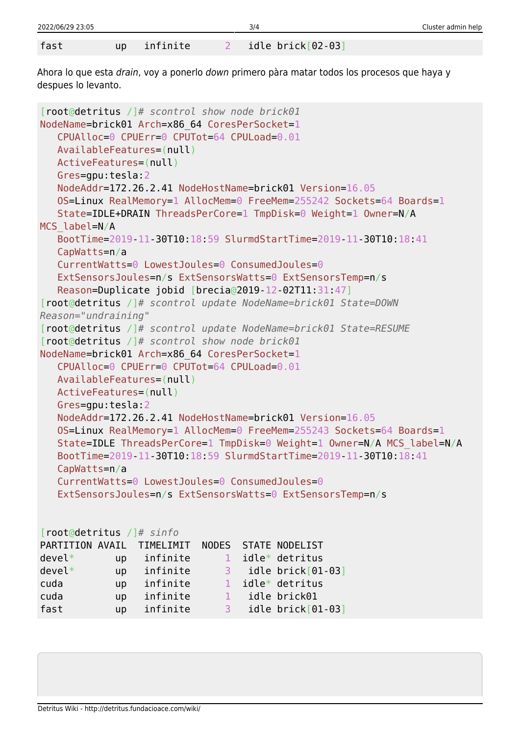```
fast         up   infinite      2   idle brick[02-03]
```

Ahora lo que esta *drain*, voy a ponerlo *down* primero pàra matar todos los procesos que haya y despues lo levanto.

```
[root@detritus /]# scontrol show node brick01
NodeName=brick01 Arch=x86_64 CoresPerSocket=1
   CPUAlloc=0 CPUErr=0 CPUTot=64 CPULoad=0.01
   AvailableFeatures=(null)
   ActiveFeatures=(null)
   Gres=gpu:tesla:2
   NodeAddr=172.26.2.41 NodeHostName=brick01 Version=16.05
   OS=Linux RealMemory=1 AllocMem=0 FreeMem=255242 Sockets=64 Boards=1
   State=IDLE+DRAIN ThreadsPerCore=1 TmpDisk=0 Weight=1 Owner=N/A
MCS_label=N/A
   BootTime=2019-11-30T10:18:59 SlurmdStartTime=2019-11-30T10:18:41
   CapWatts=n/a
   CurrentWatts=0 LowestJoules=0 ConsumedJoules=0
   ExtSensorsJoules=n/s ExtSensorsWatts=0 ExtSensorsTemp=n/s
   Reason=Duplicate jobid [brecia@2019-12-02T11:31:47]
[root@detritus /]# scontrol update NodeName=brick01 State=DOWN
Reason="undraining"
[root@detritus /]# scontrol update NodeName=brick01 State=RESUME
[root@detritus /]# scontrol show node brick01
NodeName=brick01 Arch=x86_64 CoresPerSocket=1
   CPUAlloc=0 CPUErr=0 CPUTot=64 CPULoad=0.01
   AvailableFeatures=(null)
   ActiveFeatures=(null)
   Gres=gpu:tesla:2
   NodeAddr=172.26.2.41 NodeHostName=brick01 Version=16.05
   OS=Linux RealMemory=1 AllocMem=0 FreeMem=255243 Sockets=64 Boards=1
   State=IDLE ThreadsPerCore=1 TmpDisk=0 Weight=1 Owner=N/A MCS_label=N/A
   BootTime=2019-11-30T10:18:59 SlurmdStartTime=2019-11-30T10:18:41
   CapWatts=n/a
   CurrentWatts=0 LowestJoules=0 ConsumedJoules=0
   ExtSensorsJoules=n/s ExtSensorsWatts=0 ExtSensorsTemp=n/s


[root@detritus /]# sinfo
PARTITION AVAIL  TIMELIMIT  NODES  STATE NODELIST
devel*       up   infinite      1  idle* detritus
devel*       up   infinite      3   idle brick[01-03]
cuda         up   infinite      1  idle* detritus
cuda         up   infinite      1   idle brick01
fast         up   infinite      3   idle brick[01-03]
```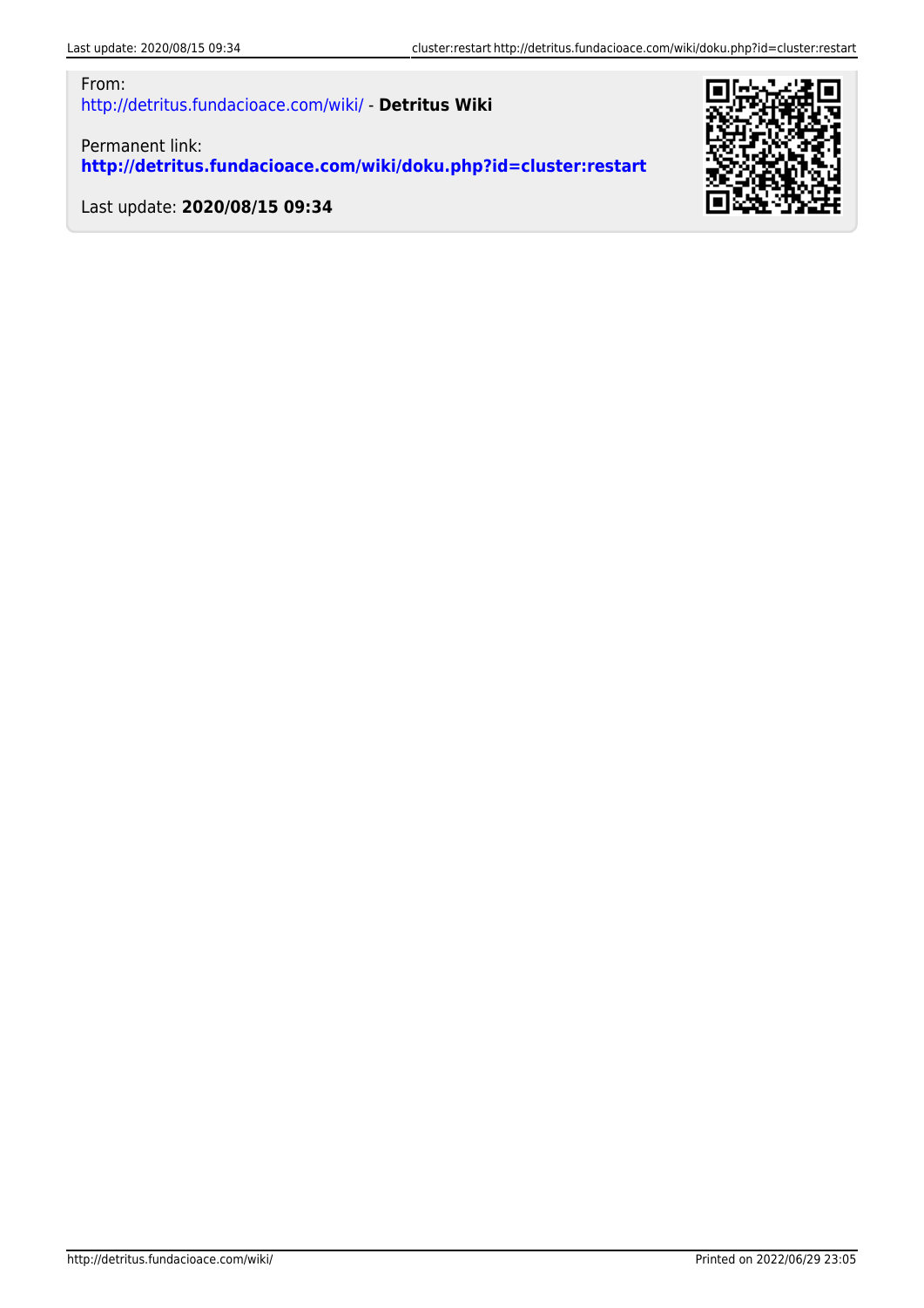From:
http://detritus.fundacioace.com/wiki/ - **Detritus Wiki**

Permanent link:
**http://detritus.fundacioace.com/wiki/doku.php?id=cluster:restart**

Last update: **2020/08/15 09:34**